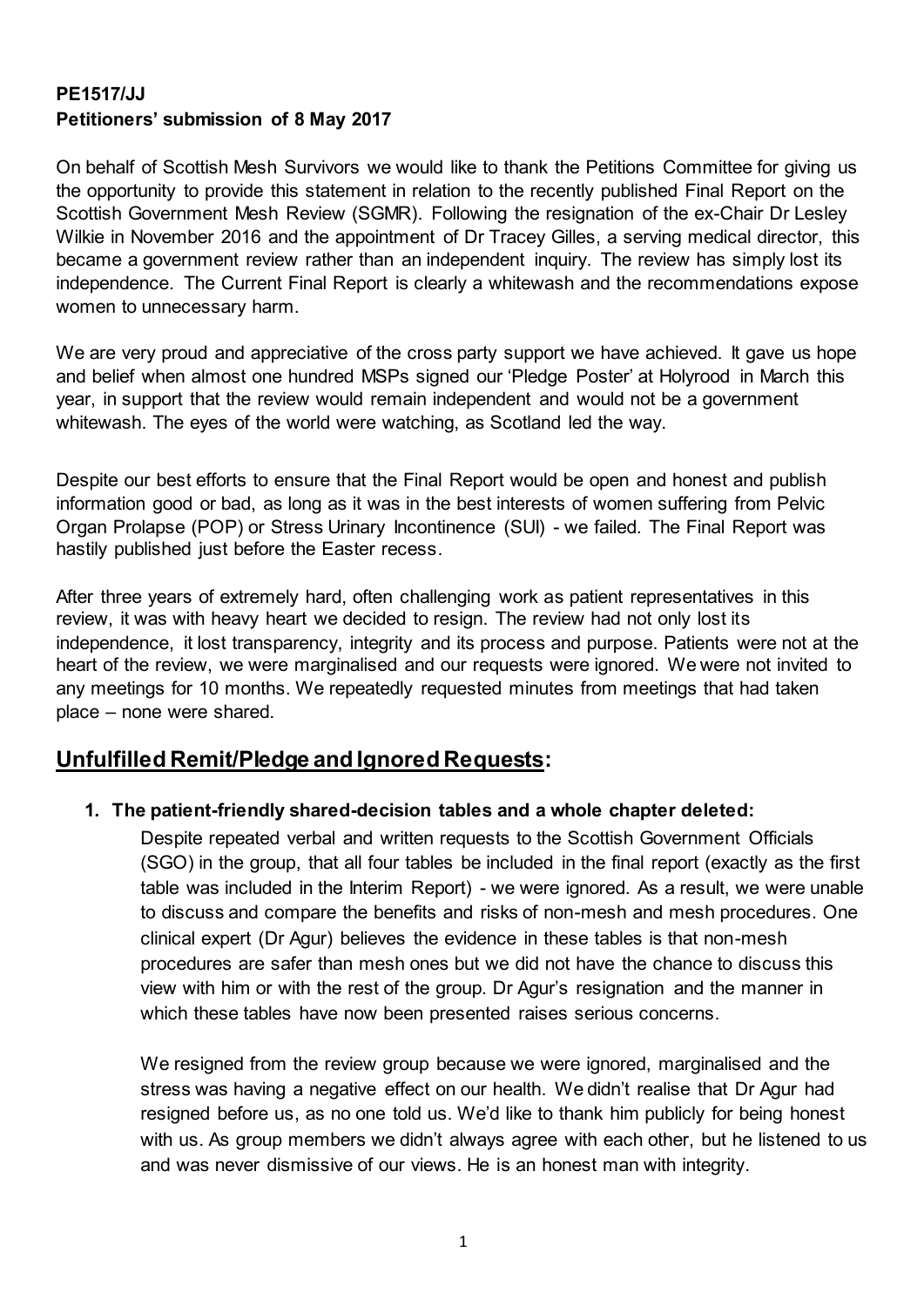**PE1517/JJ**
**Petitioners' submission of 8 May 2017**

On behalf of Scottish Mesh Survivors we would like to thank the Petitions Committee for giving us the opportunity to provide this statement in relation to the recently published Final Report on the Scottish Government Mesh Review (SGMR). Following the resignation of the ex-Chair Dr Lesley Wilkie in November 2016 and the appointment of Dr Tracey Gilles, a serving medical director, this became a government review rather than an independent inquiry. The review has simply lost its independence. The Current Final Report is clearly a whitewash and the recommendations expose women to unnecessary harm.

We are very proud and appreciative of the cross party support we have achieved. It gave us hope and belief when almost one hundred MSPs signed our 'Pledge Poster' at Holyrood in March this year, in support that the review would remain independent and would not be a government whitewash. The eyes of the world were watching, as Scotland led the way.

Despite our best efforts to ensure that the Final Report would be open and honest and publish information good or bad, as long as it was in the best interests of women suffering from Pelvic Organ Prolapse (POP) or Stress Urinary Incontinence (SUI) - we failed. The Final Report was hastily published just before the Easter recess.

After three years of extremely hard, often challenging work as patient representatives in this review, it was with heavy heart we decided to resign. The review had not only lost its independence, it lost transparency, integrity and its process and purpose. Patients were not at the heart of the review, we were marginalised and our requests were ignored. We were not invited to any meetings for 10 months. We repeatedly requested minutes from meetings that had taken place – none were shared.

## Unfulfilled Remit/Pledge and Ignored Requests:

1. **The patient-friendly shared-decision tables and a whole chapter deleted:**

   Despite repeated verbal and written requests to the Scottish Government Officials (SGO) in the group, that all four tables be included in the final report (exactly as the first table was included in the Interim Report) - we were ignored. As a result, we were unable to discuss and compare the benefits and risks of non-mesh and mesh procedures. One clinical expert (Dr Agur) believes the evidence in these tables is that non-mesh procedures are safer than mesh ones but we did not have the chance to discuss this view with him or with the rest of the group. Dr Agur's resignation and the manner in which these tables have now been presented raises serious concerns.

   We resigned from the review group because we were ignored, marginalised and the stress was having a negative effect on our health. We didn't realise that Dr Agur had resigned before us, as no one told us. We'd like to thank him publicly for being honest with us. As group members we didn't always agree with each other, but he listened to us and was never dismissive of our views. He is an honest man with integrity.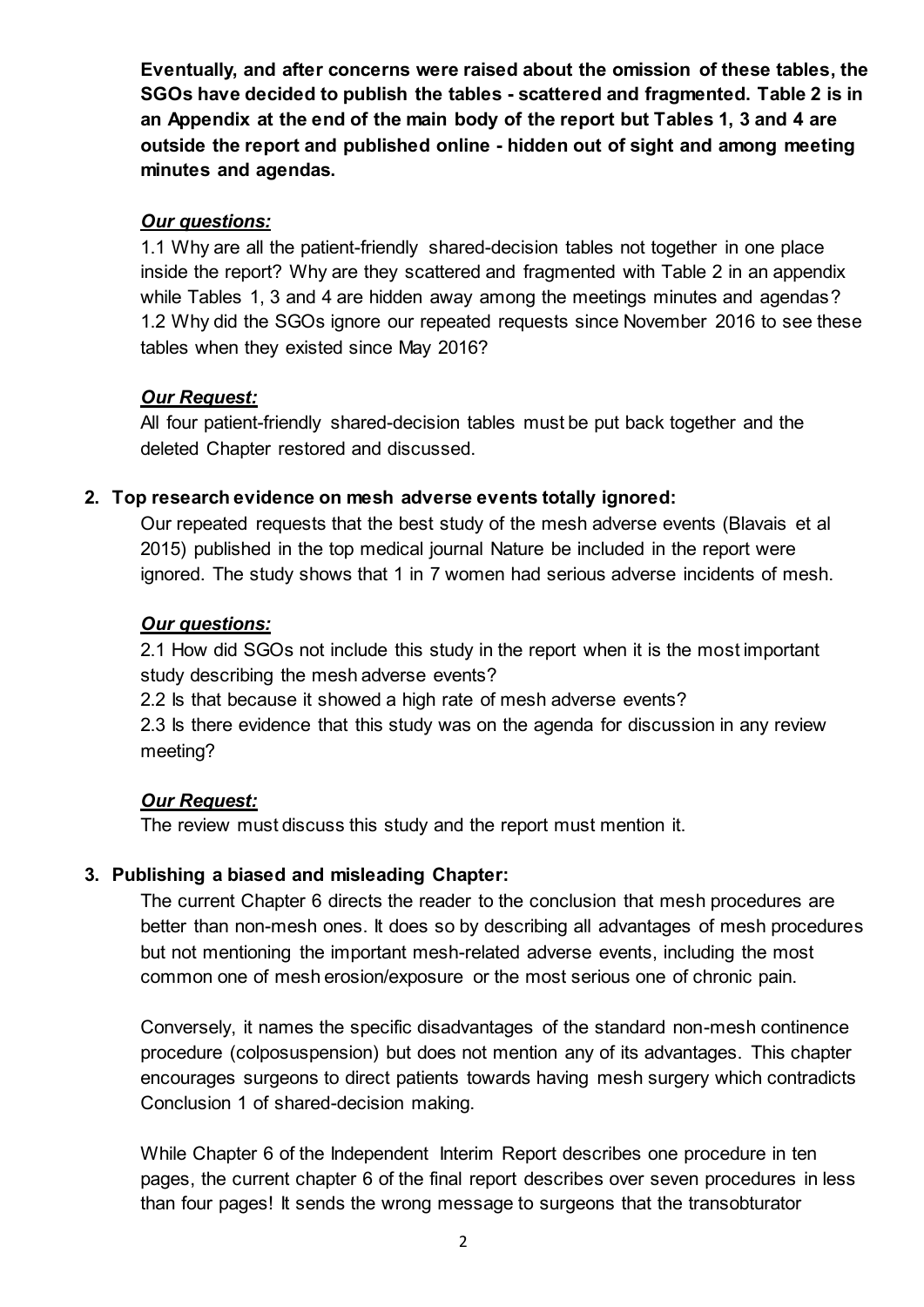**Eventually, and after concerns were raised about the omission of these tables, the SGOs have decided to publish the tables - scattered and fragmented. Table 2 is in an Appendix at the end of the main body of the report but Tables 1, 3 and 4 are outside the report and published online - hidden out of sight and among meeting minutes and agendas.**

***Our questions:***

1.1 Why are all the patient-friendly shared-decision tables not together in one place inside the report? Why are they scattered and fragmented with Table 2 in an appendix while Tables 1, 3 and 4 are hidden away among the meetings minutes and agendas?
1.2 Why did the SGOs ignore our repeated requests since November 2016 to see these tables when they existed since May 2016?

***Our Request:***

All four patient-friendly shared-decision tables must be put back together and the deleted Chapter restored and discussed.

**2. Top research evidence on mesh adverse events totally ignored:**

Our repeated requests that the best study of the mesh adverse events (Blavais et al 2015) published in the top medical journal Nature be included in the report were ignored. The study shows that 1 in 7 women had serious adverse incidents of mesh.

***Our questions:***

2.1 How did SGOs not include this study in the report when it is the most important study describing the mesh adverse events?
2.2 Is that because it showed a high rate of mesh adverse events?
2.3 Is there evidence that this study was on the agenda for discussion in any review meeting?

***Our Request:***

The review must discuss this study and the report must mention it.

**3. Publishing a biased and misleading Chapter:**

The current Chapter 6 directs the reader to the conclusion that mesh procedures are better than non-mesh ones. It does so by describing all advantages of mesh procedures but not mentioning the important mesh-related adverse events, including the most common one of mesh erosion/exposure or the most serious one of chronic pain.

Conversely, it names the specific disadvantages of the standard non-mesh continence procedure (colposuspension) but does not mention any of its advantages. This chapter encourages surgeons to direct patients towards having mesh surgery which contradicts Conclusion 1 of shared-decision making.

While Chapter 6 of the Independent Interim Report describes one procedure in ten pages, the current chapter 6 of the final report describes over seven procedures in less than four pages! It sends the wrong message to surgeons that the transobturator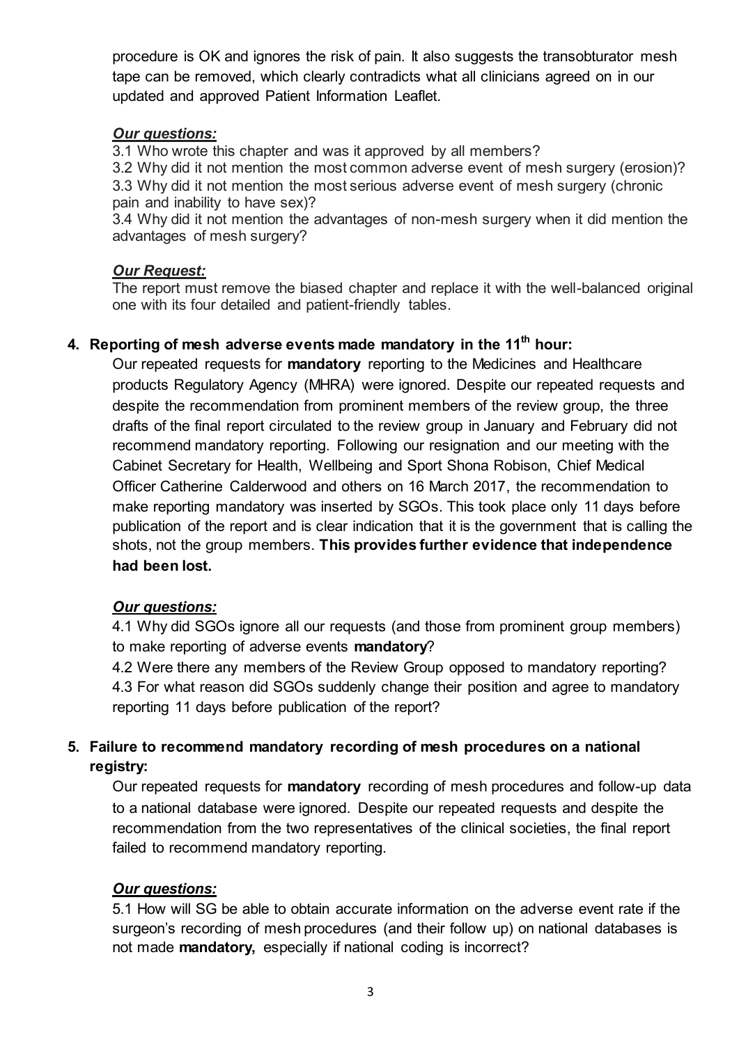procedure is OK and ignores the risk of pain. It also suggests the transobturator mesh tape can be removed, which clearly contradicts what all clinicians agreed on in our updated and approved Patient Information Leaflet.

***Our questions:***

3.1 Who wrote this chapter and was it approved by all members?
3.2 Why did it not mention the most common adverse event of mesh surgery (erosion)?
3.3 Why did it not mention the most serious adverse event of mesh surgery (chronic pain and inability to have sex)?
3.4 Why did it not mention the advantages of non-mesh surgery when it did mention the advantages of mesh surgery?

***Our Request:***

The report must remove the biased chapter and replace it with the well-balanced original one with its four detailed and patient-friendly tables.

4. **Reporting of mesh adverse events made mandatory in the 11th hour:**

   Our repeated requests for **mandatory** reporting to the Medicines and Healthcare products Regulatory Agency (MHRA) were ignored. Despite our repeated requests and despite the recommendation from prominent members of the review group, the three drafts of the final report circulated to the review group in January and February did not recommend mandatory reporting. Following our resignation and our meeting with the Cabinet Secretary for Health, Wellbeing and Sport Shona Robison, Chief Medical Officer Catherine Calderwood and others on 16 March 2017, the recommendation to make reporting mandatory was inserted by SGOs. This took place only 11 days before publication of the report and is clear indication that it is the government that is calling the shots, not the group members. **This provides further evidence that independence had been lost.**

   ***Our questions:***

   4.1 Why did SGOs ignore all our requests (and those from prominent group members) to make reporting of adverse events **mandatory**?
   4.2 Were there any members of the Review Group opposed to mandatory reporting?
   4.3 For what reason did SGOs suddenly change their position and agree to mandatory reporting 11 days before publication of the report?

5. **Failure to recommend mandatory recording of mesh procedures on a national registry:**

   Our repeated requests for **mandatory** recording of mesh procedures and follow-up data to a national database were ignored. Despite our repeated requests and despite the recommendation from the two representatives of the clinical societies, the final report failed to recommend mandatory reporting.

   ***Our questions:***

   5.1 How will SG be able to obtain accurate information on the adverse event rate if the surgeon's recording of mesh procedures (and their follow up) on national databases is not made **mandatory,** especially if national coding is incorrect?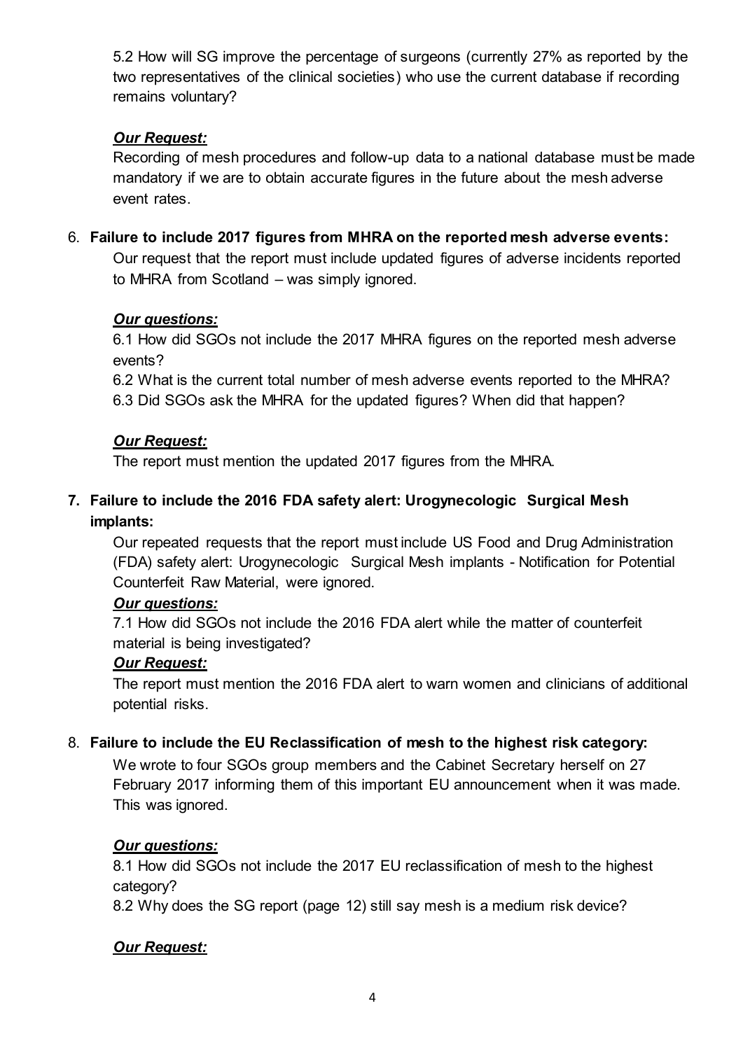5.2 How will SG improve the percentage of surgeons (currently 27% as reported by the two representatives of the clinical societies) who use the current database if recording remains voluntary?

***Our Request:***

Recording of mesh procedures and follow-up data to a national database must be made mandatory if we are to obtain accurate figures in the future about the mesh adverse event rates.

6. **Failure to include 2017 figures from MHRA on the reported mesh adverse events:**

   Our request that the report must include updated figures of adverse incidents reported to MHRA from Scotland – was simply ignored.

   ***Our questions:***

   6.1 How did SGOs not include the 2017 MHRA figures on the reported mesh adverse events?

   6.2 What is the current total number of mesh adverse events reported to the MHRA?

   6.3 Did SGOs ask the MHRA for the updated figures? When did that happen?

   ***Our Request:***

   The report must mention the updated 2017 figures from the MHRA.

7. **Failure to include the 2016 FDA safety alert: Urogynecologic Surgical Mesh implants:**

   Our repeated requests that the report must include US Food and Drug Administration (FDA) safety alert: Urogynecologic Surgical Mesh implants - Notification for Potential Counterfeit Raw Material, were ignored.

   ***Our questions:***

   7.1 How did SGOs not include the 2016 FDA alert while the matter of counterfeit material is being investigated?

   ***Our Request:***

   The report must mention the 2016 FDA alert to warn women and clinicians of additional potential risks.

8. **Failure to include the EU Reclassification of mesh to the highest risk category:**

   We wrote to four SGOs group members and the Cabinet Secretary herself on 27 February 2017 informing them of this important EU announcement when it was made. This was ignored.

   ***Our questions:***

   8.1 How did SGOs not include the 2017 EU reclassification of mesh to the highest category?

   8.2 Why does the SG report (page 12) still say mesh is a medium risk device?

   ***Our Request:***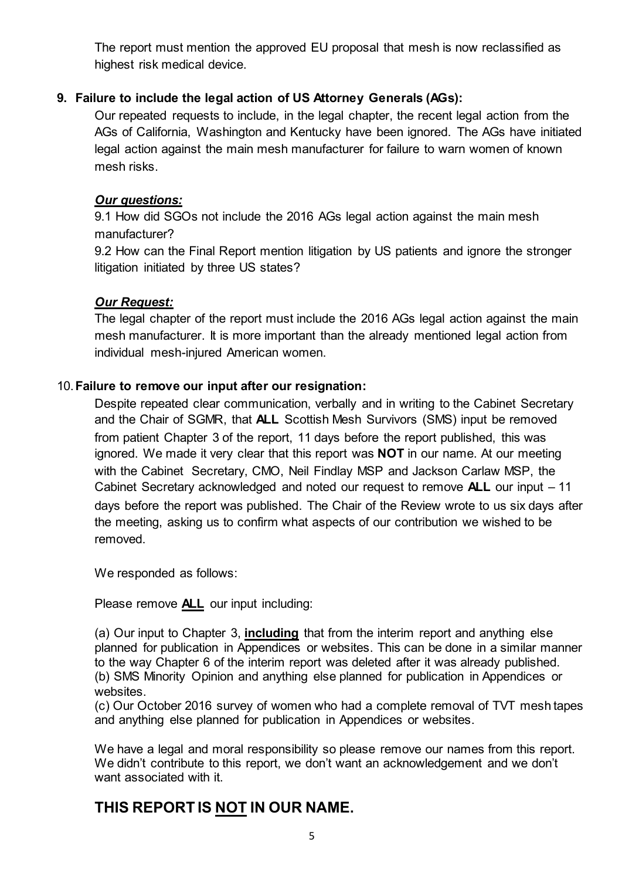The report must mention the approved EU proposal that mesh is now reclassified as highest risk medical device.

9. **Failure to include the legal action of US Attorney Generals (AGs):**

   Our repeated requests to include, in the legal chapter, the recent legal action from the AGs of California, Washington and Kentucky have been ignored. The AGs have initiated legal action against the main mesh manufacturer for failure to warn women of known mesh risks.

   ***Our questions:***

   9.1 How did SGOs not include the 2016 AGs legal action against the main mesh manufacturer?

   9.2 How can the Final Report mention litigation by US patients and ignore the stronger litigation initiated by three US states?

   ***Our Request:***

   The legal chapter of the report must include the 2016 AGs legal action against the main mesh manufacturer. It is more important than the already mentioned legal action from individual mesh-injured American women.

10. **Failure to remove our input after our resignation:**

    Despite repeated clear communication, verbally and in writing to the Cabinet Secretary and the Chair of SGMR, that **ALL** Scottish Mesh Survivors (SMS) input be removed from patient Chapter 3 of the report, 11 days before the report published, this was ignored. We made it very clear that this report was **NOT** in our name. At our meeting with the Cabinet Secretary, CMO, Neil Findlay MSP and Jackson Carlaw MSP, the Cabinet Secretary acknowledged and noted our request to remove **ALL** our input – 11 days before the report was published. The Chair of the Review wrote to us six days after the meeting, asking us to confirm what aspects of our contribution we wished to be removed.

    We responded as follows:

    Please remove <u>**ALL**</u> our input including:

    (a) Our input to Chapter 3, <u>**including**</u> that from the interim report and anything else planned for publication in Appendices or websites. This can be done in a similar manner to the way Chapter 6 of the interim report was deleted after it was already published.
    (b) SMS Minority Opinion and anything else planned for publication in Appendices or websites.
    (c) Our October 2016 survey of women who had a complete removal of TVT mesh tapes and anything else planned for publication in Appendices or websites.

    We have a legal and moral responsibility so please remove our names from this report. We didn't contribute to this report, we don't want an acknowledgement and we don't want associated with it.

## THIS REPORT IS <u>NOT</u> IN OUR NAME.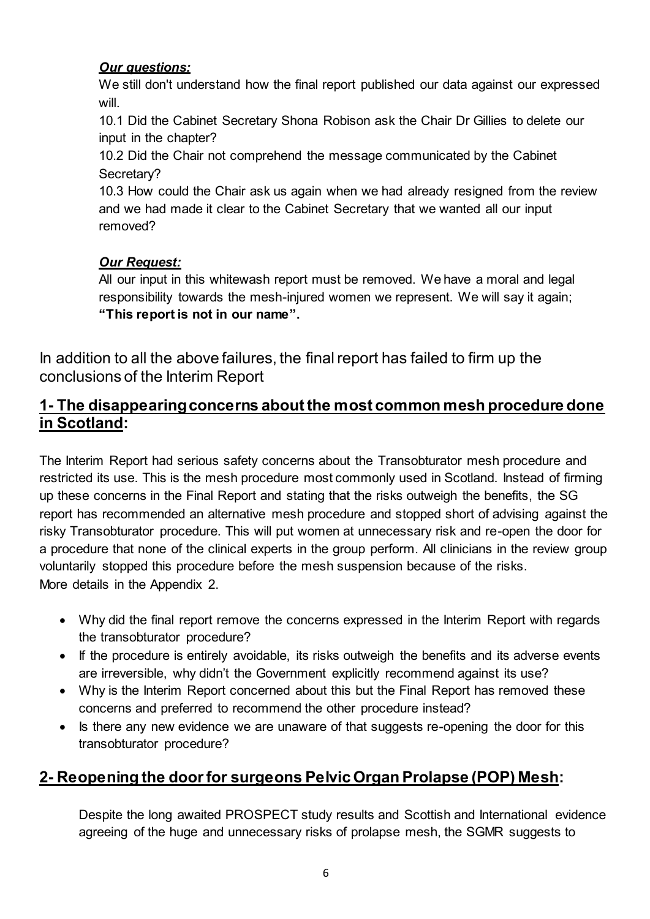***Our questions:***

We still don't understand how the final report published our data against our expressed will.

10.1 Did the Cabinet Secretary Shona Robison ask the Chair Dr Gillies to delete our input in the chapter?

10.2 Did the Chair not comprehend the message communicated by the Cabinet Secretary?

10.3 How could the Chair ask us again when we had already resigned from the review and we had made it clear to the Cabinet Secretary that we wanted all our input removed?

***Our Request:***

All our input in this whitewash report must be removed. We have a moral and legal responsibility towards the mesh-injured women we represent. We will say it again; **"This report is not in our name".**

In addition to all the above failures, the final report has failed to firm up the conclusions of the Interim Report

## 1- The disappearing concerns about the most common mesh procedure done in Scotland:

The Interim Report had serious safety concerns about the Transobturator mesh procedure and restricted its use. This is the mesh procedure most commonly used in Scotland. Instead of firming up these concerns in the Final Report and stating that the risks outweigh the benefits, the SG report has recommended an alternative mesh procedure and stopped short of advising against the risky Transobturator procedure. This will put women at unnecessary risk and re-open the door for a procedure that none of the clinical experts in the group perform. All clinicians in the review group voluntarily stopped this procedure before the mesh suspension because of the risks. More details in the Appendix 2.

- Why did the final report remove the concerns expressed in the Interim Report with regards the transobturator procedure?
- If the procedure is entirely avoidable, its risks outweigh the benefits and its adverse events are irreversible, why didn't the Government explicitly recommend against its use?
- Why is the Interim Report concerned about this but the Final Report has removed these concerns and preferred to recommend the other procedure instead?
- Is there any new evidence we are unaware of that suggests re-opening the door for this transobturator procedure?

## 2- Reopening the door for surgeons Pelvic Organ Prolapse (POP) Mesh:

Despite the long awaited PROSPECT study results and Scottish and International evidence agreeing of the huge and unnecessary risks of prolapse mesh, the SGMR suggests to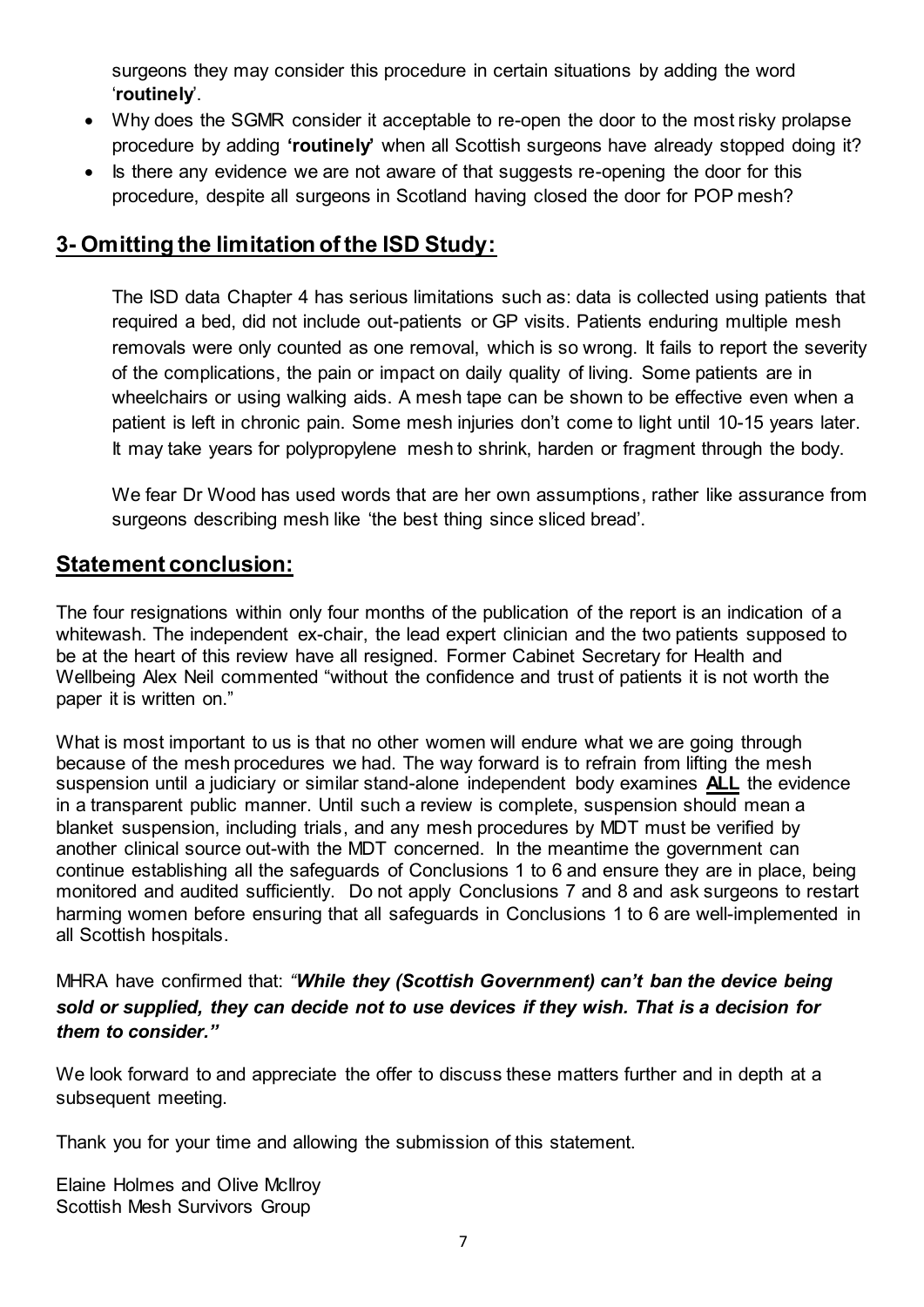surgeons they may consider this procedure in certain situations by adding the word '**routinely**'.

- Why does the SGMR consider it acceptable to re-open the door to the most risky prolapse procedure by adding **'routinely'** when all Scottish surgeons have already stopped doing it?
- Is there any evidence we are not aware of that suggests re-opening the door for this procedure, despite all surgeons in Scotland having closed the door for POP mesh?

## 3- Omitting the limitation of the ISD Study:

The ISD data Chapter 4 has serious limitations such as: data is collected using patients that required a bed, did not include out-patients or GP visits. Patients enduring multiple mesh removals were only counted as one removal, which is so wrong. It fails to report the severity of the complications, the pain or impact on daily quality of living. Some patients are in wheelchairs or using walking aids. A mesh tape can be shown to be effective even when a patient is left in chronic pain. Some mesh injuries don't come to light until 10-15 years later. It may take years for polypropylene mesh to shrink, harden or fragment through the body.

We fear Dr Wood has used words that are her own assumptions, rather like assurance from surgeons describing mesh like 'the best thing since sliced bread'.

## Statement conclusion:

The four resignations within only four months of the publication of the report is an indication of a whitewash. The independent ex-chair, the lead expert clinician and the two patients supposed to be at the heart of this review have all resigned. Former Cabinet Secretary for Health and Wellbeing Alex Neil commented "without the confidence and trust of patients it is not worth the paper it is written on."

What is most important to us is that no other women will endure what we are going through because of the mesh procedures we had. The way forward is to refrain from lifting the mesh suspension until a judiciary or similar stand-alone independent body examines **ALL** the evidence in a transparent public manner. Until such a review is complete, suspension should mean a blanket suspension, including trials, and any mesh procedures by MDT must be verified by another clinical source out-with the MDT concerned. In the meantime the government can continue establishing all the safeguards of Conclusions 1 to 6 and ensure they are in place, being monitored and audited sufficiently. Do not apply Conclusions 7 and 8 and ask surgeons to restart harming women before ensuring that all safeguards in Conclusions 1 to 6 are well-implemented in all Scottish hospitals.

MHRA have confirmed that: *"**While they (Scottish Government) can't ban the device being sold or supplied, they can decide not to use devices if they wish. That is a decision for them to consider.**"*

We look forward to and appreciate the offer to discuss these matters further and in depth at a subsequent meeting.

Thank you for your time and allowing the submission of this statement.

Elaine Holmes and Olive McIlroy
Scottish Mesh Survivors Group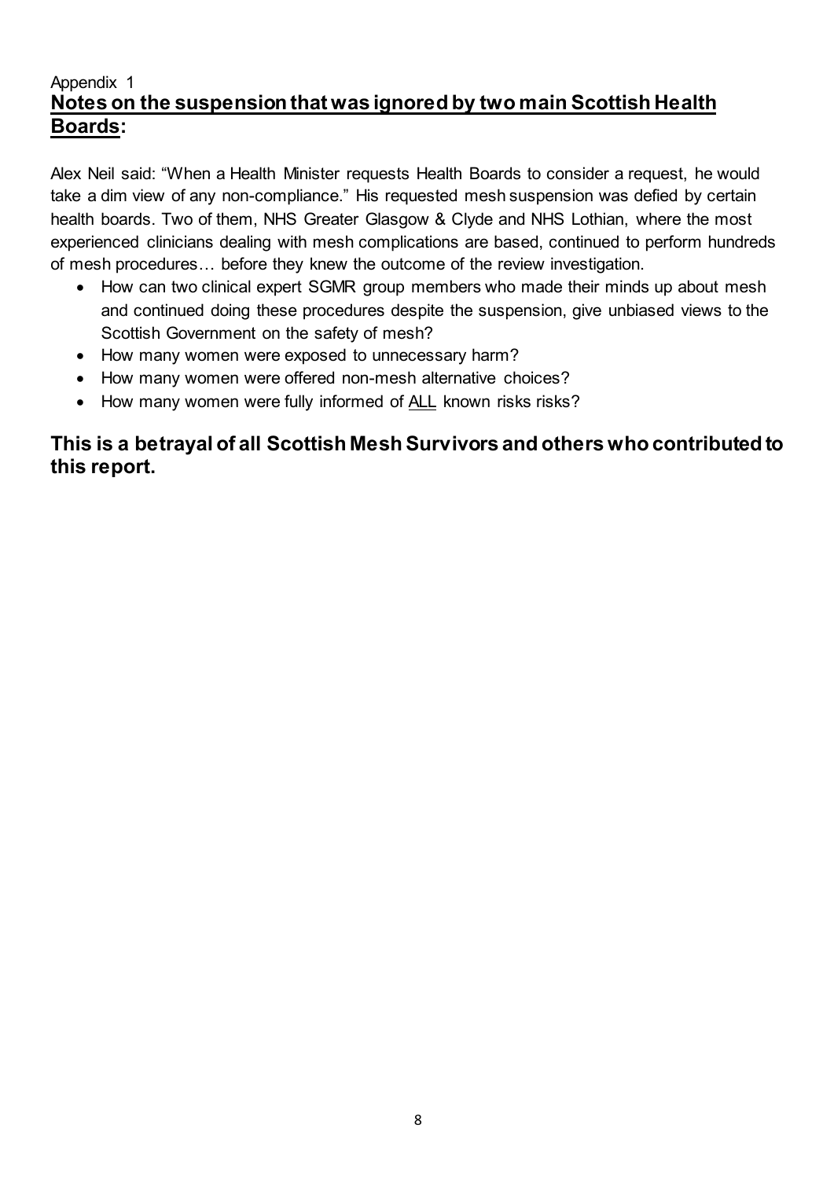Appendix 1

## **<u>Notes on the suspension that was ignored by two main Scottish Health Boards</u>:**

Alex Neil said: "When a Health Minister requests Health Boards to consider a request, he would take a dim view of any non-compliance." His requested mesh suspension was defied by certain health boards. Two of them, NHS Greater Glasgow & Clyde and NHS Lothian, where the most experienced clinicians dealing with mesh complications are based, continued to perform hundreds of mesh procedures… before they knew the outcome of the review investigation.

- How can two clinical expert SGMR group members who made their minds up about mesh and continued doing these procedures despite the suspension, give unbiased views to the Scottish Government on the safety of mesh?
- How many women were exposed to unnecessary harm?
- How many women were offered non-mesh alternative choices?
- How many women were fully informed of <u>ALL</u> known risks risks?

**This is a betrayal of all Scottish Mesh Survivors and others who contributed to this report.**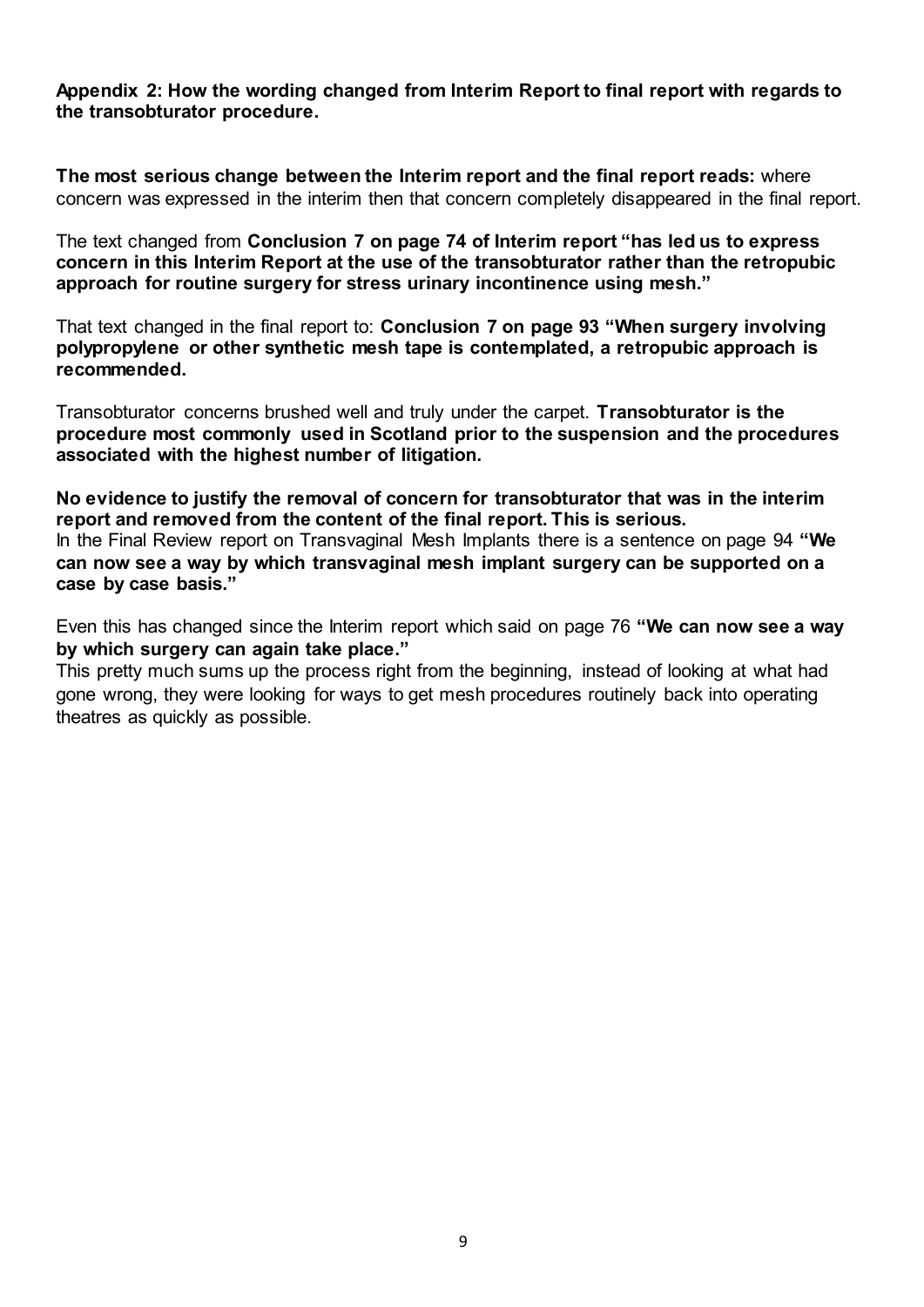**Appendix 2: How the wording changed from Interim Report to final report with regards to the transobturator procedure.**

**The most serious change between the Interim report and the final report reads:** where concern was expressed in the interim then that concern completely disappeared in the final report.

The text changed from **Conclusion 7 on page 74 of Interim report "has led us to express concern in this Interim Report at the use of the transobturator rather than the retropubic approach for routine surgery for stress urinary incontinence using mesh."**

That text changed in the final report to: **Conclusion 7 on page 93 "When surgery involving polypropylene or other synthetic mesh tape is contemplated, a retropubic approach is recommended.**

Transobturator concerns brushed well and truly under the carpet. **Transobturator is the procedure most commonly used in Scotland prior to the suspension and the procedures associated with the highest number of litigation.**

**No evidence to justify the removal of concern for transobturator that was in the interim report and removed from the content of the final report. This is serious.**
In the Final Review report on Transvaginal Mesh Implants there is a sentence on page 94 **"We can now see a way by which transvaginal mesh implant surgery can be supported on a case by case basis."**

Even this has changed since the Interim report which said on page 76 **"We can now see a way by which surgery can again take place."**
This pretty much sums up the process right from the beginning, instead of looking at what had gone wrong, they were looking for ways to get mesh procedures routinely back into operating theatres as quickly as possible.